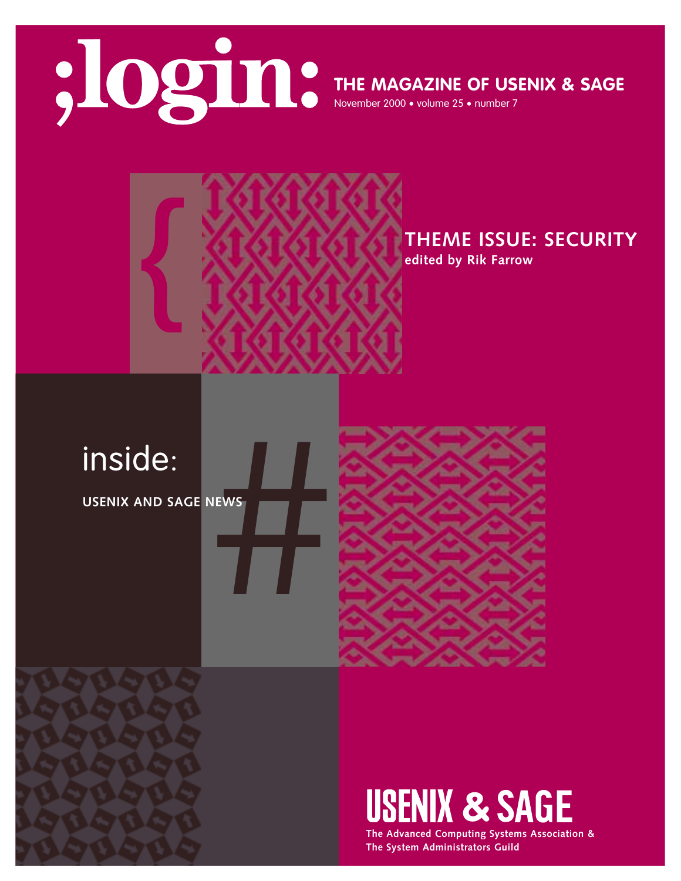# ;login:

**THE MAGAZINE OF USENIX & SAGE**

November 2000 • volume 25 • number 7

{

## THEME ISSUE: SECURITY

**edited by Rik Farrow**

inside:

**USENIX AND SAGE NEWS**

#

**USENIX & SAGE**

**The Advanced Computing Systems Association & The System Administrators Guild**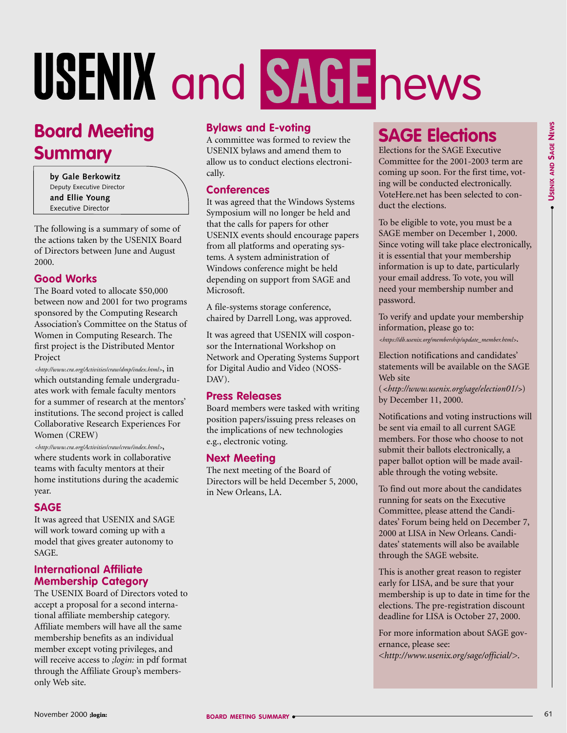# USENIX and SAGE news

## Board Meeting Summary

**by Gale Berkowitz**
Deputy Executive Director
**and Ellie Young**
Executive Director

The following is a summary of some of the actions taken by the USENIX Board of Directors between June and August 2000.

### Good Works

The Board voted to allocate $50,000 between now and 2001 for two programs sponsored by the Computing Research Association's Committee on the Status of Women in Computing Research. The first project is the Distributed Mentor Project *<http://www.cra.org/Activities/craw/dmp/index.html>*, in which outstanding female undergraduates work with female faculty mentors for a summer of research at the mentors' institutions. The second project is called Collaborative Research Experiences For Women (CREW) *<http://www.cra.org/Activities/craw/crew/index.html>*, where students work in collaborative teams with faculty mentors at their home institutions during the academic year.

### SAGE

It was agreed that USENIX and SAGE will work toward coming up with a model that gives greater autonomy to SAGE.

### International Affiliate Membership Category

The USENIX Board of Directors voted to accept a proposal for a second international affiliate membership category. Affiliate members will have all the same membership benefits as an individual member except voting privileges, and will receive access to *;login:* in pdf format through the Affiliate Group's members-only Web site.

### Bylaws and E-voting

A committee was formed to review the USENIX bylaws and amend them to allow us to conduct elections electronically.

### Conferences

It was agreed that the Windows Systems Symposium will no longer be held and that the calls for papers for other USENIX events should encourage papers from all platforms and operating systems. A system administration of Windows conference might be held depending on support from SAGE and Microsoft.

A file-systems storage conference, chaired by Darrell Long, was approved.

It was agreed that USENIX will cosponsor the International Workshop on Network and Operating Systems Support for Digital Audio and Video (NOSSDAV).

### Press Releases

Board members were tasked with writing position papers/issuing press releases on the implications of new technologies e.g., electronic voting.

### Next Meeting

The next meeting of the Board of Directors will be held December 5, 2000, in New Orleans, LA.

## SAGE Elections

Elections for the SAGE Executive Committee for the 2001-2003 term are coming up soon. For the first time, voting will be conducted electronically. VoteHere.net has been selected to conduct the elections.

To be eligible to vote, you must be a SAGE member on December 1, 2000. Since voting will take place electronically, it is essential that your membership information is up to date, particularly your email address. To vote, you will need your membership number and password.

To verify and update your membership information, please go to: *<https://db.usenix.org/membership/update_member.html>*.

Election notifications and candidates' statements will be available on the SAGE Web site (*<http://www.usenix.org/sage/election01/>*) by December 11, 2000.

Notifications and voting instructions will be sent via email to all current SAGE members. For those who choose to not submit their ballots electronically, a paper ballot option will be made available through the voting website.

To find out more about the candidates running for seats on the Executive Committee, please attend the Candidates' Forum being held on December 7, 2000 at LISA in New Orleans. Candidates' statements will also be available through the SAGE website.

This is another great reason to register early for LISA, and be sure that your membership is up to date in time for the elections. The pre-registration discount deadline for LISA is October 27, 2000.

For more information about SAGE governance, please see: *<http://www.usenix.org/sage/official/>*.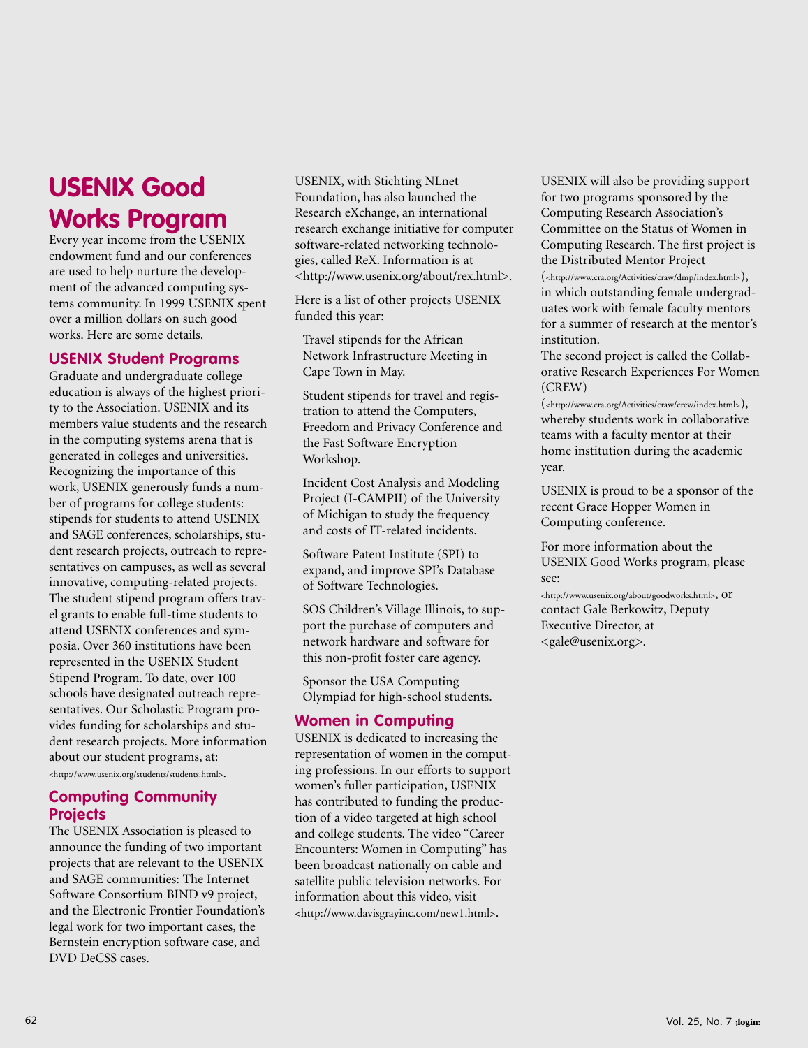# USENIX Good Works Program

Every year income from the USENIX endowment fund and our conferences are used to help nurture the development of the advanced computing systems community. In 1999 USENIX spent over a million dollars on such good works. Here are some details.

## USENIX Student Programs

Graduate and undergraduate college education is always of the highest priority to the Association. USENIX and its members value students and the research in the computing systems arena that is generated in colleges and universities. Recognizing the importance of this work, USENIX generously funds a number of programs for college students: stipends for students to attend USENIX and SAGE conferences, scholarships, student research projects, outreach to representatives on campuses, as well as several innovative, computing-related projects. The student stipend program offers travel grants to enable full-time students to attend USENIX conferences and symposia. Over 360 institutions have been represented in the USENIX Student Stipend Program. To date, over 100 schools have designated outreach representatives. Our Scholastic Program provides funding for scholarships and student research projects. More information about our student programs, at: <http://www.usenix.org/students/students.html>.

## Computing Community Projects

The USENIX Association is pleased to announce the funding of two important projects that are relevant to the USENIX and SAGE communities: The Internet Software Consortium BIND v9 project, and the Electronic Frontier Foundation's legal work for two important cases, the Bernstein encryption software case, and DVD DeCSS cases.

USENIX, with Stichting NLnet Foundation, has also launched the Research eXchange, an international research exchange initiative for computer software-related networking technologies, called ReX. Information is at <http://www.usenix.org/about/rex.html>.

Here is a list of other projects USENIX funded this year:

Travel stipends for the African Network Infrastructure Meeting in Cape Town in May.

Student stipends for travel and registration to attend the Computers, Freedom and Privacy Conference and the Fast Software Encryption Workshop.

Incident Cost Analysis and Modeling Project (I-CAMPII) of the University of Michigan to study the frequency and costs of IT-related incidents.

Software Patent Institute (SPI) to expand, and improve SPI's Database of Software Technologies.

SOS Children's Village Illinois, to support the purchase of computers and network hardware and software for this non-profit foster care agency.

Sponsor the USA Computing Olympiad for high-school students.

## Women in Computing

USENIX is dedicated to increasing the representation of women in the computing professions. In our efforts to support women's fuller participation, USENIX has contributed to funding the production of a video targeted at high school and college students. The video "Career Encounters: Women in Computing" has been broadcast nationally on cable and satellite public television networks. For information about this video, visit <http://www.davisgrayinc.com/new1.html>.

USENIX will also be providing support for two programs sponsored by the Computing Research Association's Committee on the Status of Women in Computing Research. The first project is the Distributed Mentor Project (<http://www.cra.org/Activities/craw/dmp/index.html>), in which outstanding female undergraduates work with female faculty mentors for a summer of research at the mentor's institution.

The second project is called the Collaborative Research Experiences For Women (CREW) (<http://www.cra.org/Activities/craw/crew/index.html>), whereby students work in collaborative teams with a faculty mentor at their home institution during the academic year.

USENIX is proud to be a sponsor of the recent Grace Hopper Women in Computing conference.

For more information about the USENIX Good Works program, please see: <http://www.usenix.org/about/goodworks.html>, or contact Gale Berkowitz, Deputy Executive Director, at <gale@usenix.org>.